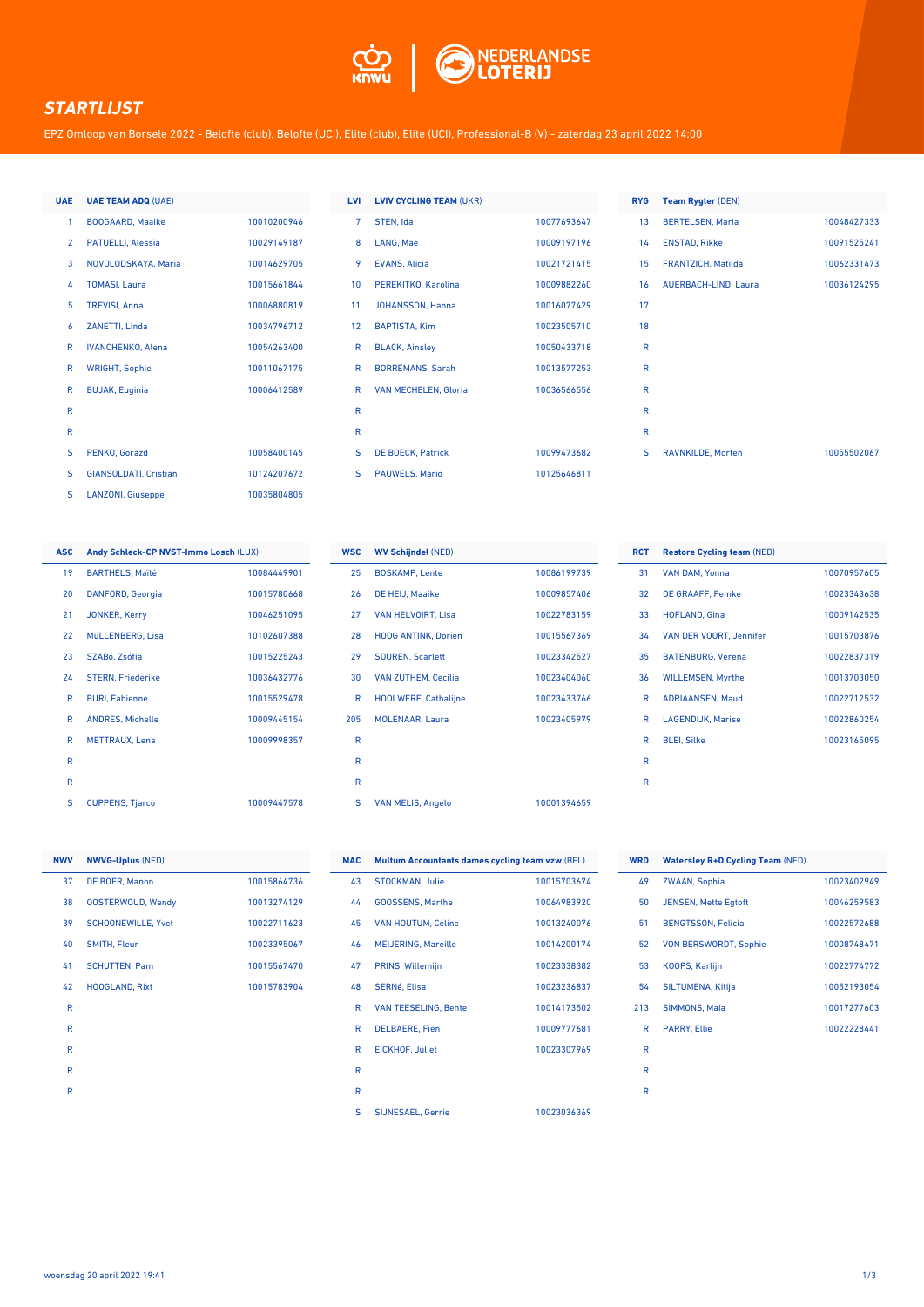## STARTLIJST

EPZ Omloop van Borsele 2022 - Belofte (club), Belofte (UCI), Elite (club), Elite (UCI), Professional-B (V) - zaterdag 23 april 2022 14:00

| UAE | UAE TEAM ADQ (UAE) | |
|---|---|---|
| 1 | BOOGAARD, Maaike | 10010200946 |
| 2 | PATUELLI, Alessia | 10029149187 |
| 3 | NOVOLODSKAYA, Maria | 10014629705 |
| 4 | TOMASI, Laura | 10015661844 |
| 5 | TREVISI, Anna | 10006880819 |
| 6 | ZANETTI, Linda | 10034796712 |
| R | IVANCHENKO, Alena | 10054263400 |
| R | WRIGHT, Sophie | 10011067175 |
| R | BUJAK, Euginia | 10006412589 |
| R | | |
| R | | |
| S | PENKO, Gorazd | 10058400145 |
| S | GIANSOLDATI, Cristian | 10124207672 |
| S | LANZONI, Giuseppe | 10035804805 |

| LVI | LVIV CYCLING TEAM (UKR) | |
|---|---|---|
| 7 | STEN, Ida | 10077693647 |
| 8 | LANG, Mae | 10009197196 |
| 9 | EVANS, Alicia | 10021721415 |
| 10 | PEREKITKO, Karolina | 10009882260 |
| 11 | JOHANSSON, Hanna | 10016077429 |
| 12 | BAPTISTA, Kim | 10023505710 |
| R | BLACK, Ainsley | 10050433718 |
| R | BORREMANS, Sarah | 10013577253 |
| R | VAN MECHELEN, Gloria | 10036566556 |
| R | | |
| R | | |
| S | DE BOECK, Patrick | 10099473682 |
| S | PAUWELS, Mario | 10125646811 |

| RYG | Team Rygter (DEN) | |
|---|---|---|
| 13 | BERTELSEN, Maria | 10048427333 |
| 14 | ENSTAD, Rikke | 10091525241 |
| 15 | FRANTZICH, Matilda | 10062331473 |
| 16 | AUERBACH-LIND, Laura | 10036124295 |
| 17 | | |
| 18 | | |
| R | | |
| R | | |
| R | | |
| R | | |
| R | | |
| S | RAVNKILDE, Morten | 10055502067 |

| ASC | Andy Schleck-CP NVST-Immo Losch (LUX) | |
|---|---|---|
| 19 | BARTHELS, Maïté | 10084449901 |
| 20 | DANFORD, Georgia | 10015780668 |
| 21 | JONKER, Kerry | 10046251095 |
| 22 | MüLLENBERG, Lisa | 10102607388 |
| 23 | SZABó, Zsófia | 10015225243 |
| 24 | STERN, Friederike | 10036432776 |
| R | BURI, Fabienne | 10015529478 |
| R | ANDRES, Michelle | 10009445154 |
| R | METTRAUX, Lena | 10009998357 |
| R | | |
| R | | |
| S | CUPPENS, Tjarco | 10009447578 |

| WSC | WV Schijndel (NED) | |
|---|---|---|
| 25 | BOSKAMP, Lente | 10086199739 |
| 26 | DE HEIJ, Maaike | 10009857406 |
| 27 | VAN HELVOIRT, Lisa | 10022783159 |
| 28 | HOOG ANTINK, Dorien | 10015567369 |
| 29 | SOUREN, Scarlett | 10023342527 |
| 30 | VAN ZUTHEM, Cecilia | 10023404060 |
| R | HOOLWERF, Cathalijne | 10023433766 |
| 205 | MOLENAAR, Laura | 10023405979 |
| R | | |
| R | | |
| R | | |
| S | VAN MELIS, Angelo | 10001394659 |

| RCT | Restore Cycling team (NED) | |
|---|---|---|
| 31 | VAN DAM, Yonna | 10070957605 |
| 32 | DE GRAAFF, Femke | 10023343638 |
| 33 | HOFLAND, Gina | 10009142535 |
| 34 | VAN DER VOORT, Jennifer | 10015703876 |
| 35 | BATENBURG, Verena | 10022837319 |
| 36 | WILLEMSEN, Myrthe | 10013703050 |
| R | ADRIAANSEN, Maud | 10022712532 |
| R | LAGENDIJK, Marise | 10022860254 |
| R | BLEI, Silke | 10023165095 |
| R | | |
| R | | |

| NWV | NWVG-Uplus (NED) | |
|---|---|---|
| 37 | DE BOER, Manon | 10015864736 |
| 38 | OOSTERWOUD, Wendy | 10013274129 |
| 39 | SCHOONEWILLE, Yvet | 10022711623 |
| 40 | SMITH, Fleur | 10023395067 |
| 41 | SCHUTTEN, Pam | 10015567470 |
| 42 | HOOGLAND, Rixt | 10015783904 |
| R | | |
| R | | |
| R | | |
| R | | |
| R | | |

| MAC | Multum Accountants dames cycling team vzw (BEL) | |
|---|---|---|
| 43 | STOCKMAN, Julie | 10015703674 |
| 44 | GOOSSENS, Marthe | 10064983920 |
| 45 | VAN HOUTUM, Céline | 10013240076 |
| 46 | MEIJERING, Mareille | 10014200174 |
| 47 | PRINS, Willemijn | 10023338382 |
| 48 | SERNé, Elisa | 10023236837 |
| R | VAN TEESELING, Bente | 10014173502 |
| R | DELBAERE, Fien | 10009777681 |
| R | EICKHOF, Juliet | 10023307969 |
| R | | |
| R | | |
| S | SIJNESAEL, Gerrie | 10023036369 |

| WRD | Watersley R+D Cycling Team (NED) | |
|---|---|---|
| 49 | ZWAAN, Sophia | 10023402949 |
| 50 | JENSEN, Mette Egtoft | 10046259583 |
| 51 | BENGTSSON, Felicia | 10022572688 |
| 52 | VON BERSWORDT, Sophie | 10008748471 |
| 53 | KOOPS, Karlijn | 10022774772 |
| 54 | SILTUMENA, Kitija | 10052193054 |
| 213 | SIMMONS, Maia | 10017277603 |
| R | PARRY, Ellie | 10022228441 |
| R | | |
| R | | |
| R | | |

woensdag 20 april 2022 19:41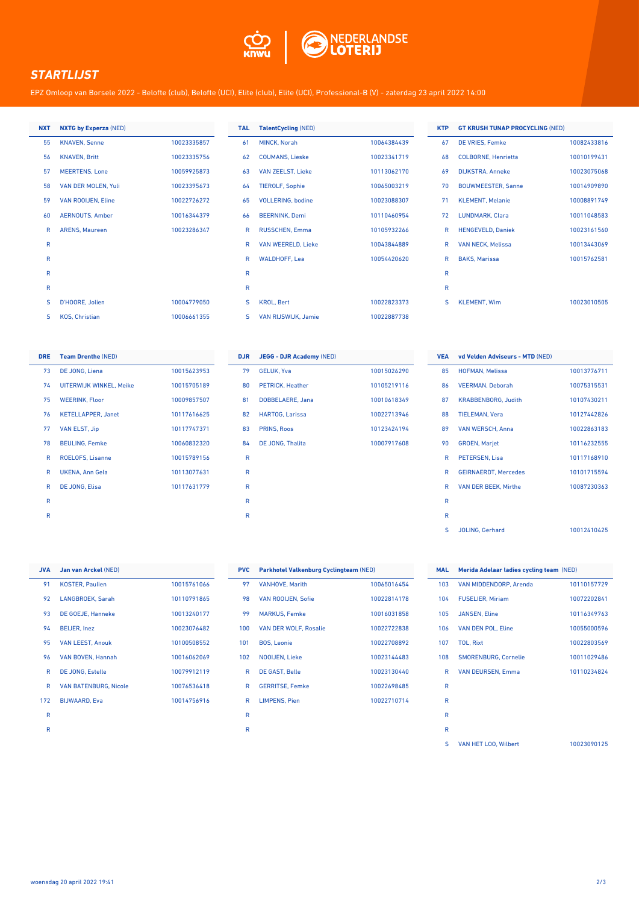## STARTLIJST

EPZ Omloop van Borsele 2022 - Belofte (club), Belofte (UCI), Elite (club), Elite (UCI), Professional-B (V) - zaterdag 23 april 2022 14:00

| NXT | NXTG by Experza (NED) | |
|---|---|---|
| 55 | KNAVEN, Senne | 10023335857 |
| 56 | KNAVEN, Britt | 10023335756 |
| 57 | MEERTENS, Lone | 10059925873 |
| 58 | VAN DER MOLEN, Yuli | 10023395673 |
| 59 | VAN ROOIJEN, Eline | 10022726272 |
| 60 | AERNOUTS, Amber | 10016344379 |
| R | ARENS, Maureen | 10023286347 |
| R | | |
| R | | |
| R | | |
| R | | |
| S | D'HOORE, Jolien | 10004779050 |
| S | KOS, Christian | 10006661355 |

| TAL | TalentCycling (NED) | |
|---|---|---|
| 61 | MINCK, Norah | 10064384439 |
| 62 | COUMANS, Lieske | 10023341719 |
| 63 | VAN ZEELST, Lieke | 10113062170 |
| 64 | TIEROLF, Sophie | 10065003219 |
| 65 | VOLLERING, bodine | 10023088307 |
| 66 | BEERNINK, Demi | 10110460954 |
| R | RUSSCHEN, Emma | 10105932266 |
| R | VAN WEERELD, Lieke | 10043844889 |
| R | WALDHOFF, Lea | 10054420620 |
| R | | |
| R | | |
| S | KROL, Bert | 10022823373 |
| S | VAN RIJSWIJK, Jamie | 10022887738 |

| KTP | GT KRUSH TUNAP PROCYCLING (NED) | |
|---|---|---|
| 67 | DE VRIES, Femke | 10082433816 |
| 68 | COLBORNE, Henrietta | 10010199431 |
| 69 | DIJKSTRA, Anneke | 10023075068 |
| 70 | BOUWMEESTER, Sanne | 10014909890 |
| 71 | KLEMENT, Melanie | 10008891749 |
| 72 | LUNDMARK, Clara | 10011048583 |
| R | HENGEVELD, Daniek | 10023161560 |
| R | VAN NECK, Melissa | 10013443069 |
| R | BAKS, Marissa | 10015762581 |
| R | | |
| R | | |
| S | KLEMENT, Wim | 10023010505 |

| DRE | Team Drenthe (NED) | |
|---|---|---|
| 73 | DE JONG, Liena | 10015623953 |
| 74 | UITERWIJK WINKEL, Meike | 10015705189 |
| 75 | WEERINK, Floor | 10009857507 |
| 76 | KETELLAPPER, Janet | 10117616625 |
| 77 | VAN ELST, Jip | 10117747371 |
| 78 | BEULING, Femke | 10060832320 |
| R | ROELOFS, Lisanne | 10015789156 |
| R | UKENA, Ann Gela | 10113077631 |
| R | DE JONG, Elisa | 10117631779 |
| R | | |
| R | | |

| DJR | JEGG - DJR Academy (NED) | |
|---|---|---|
| 79 | GELUK, Yva | 10015026290 |
| 80 | PETRICK, Heather | 10105219116 |
| 81 | DOBBELAERE, Jana | 10010618349 |
| 82 | HARTOG, Larissa | 10022713946 |
| 83 | PRINS, Roos | 10123424194 |
| 84 | DE JONG, Thalita | 10007917608 |
| R | | |
| R | | |
| R | | |
| R | | |
| R | | |

| VEA | vd Velden Adviseurs - MTD (NED) | |
|---|---|---|
| 85 | HOFMAN, Melissa | 10013776711 |
| 86 | VEERMAN, Deborah | 10075315531 |
| 87 | KRABBENBORG, Judith | 10107430211 |
| 88 | TIELEMAN, Vera | 10127442826 |
| 89 | VAN WERSCH, Anna | 10022863183 |
| 90 | GROEN, Marjet | 10116232555 |
| R | PETERSEN, Lisa | 10117168910 |
| R | GEIRNAERDT, Mercedes | 10101715594 |
| R | VAN DER BEEK, Mirthe | 10087230363 |
| R | | |
| R | | |
| S | JOLING, Gerhard | 10012410425 |

| JVA | Jan van Arckel (NED) | |
|---|---|---|
| 91 | KOSTER, Paulien | 10015761066 |
| 92 | LANGBROEK, Sarah | 10110791865 |
| 93 | DE GOEJE, Hanneke | 10013240177 |
| 94 | BEIJER, Inez | 10023076482 |
| 95 | VAN LEEST, Anouk | 10100508552 |
| 96 | VAN BOVEN, Hannah | 10016062069 |
| R | DE JONG, Estelle | 10079912119 |
| R | VAN BATENBURG, Nicole | 10076536418 |
| 172 | BIJWAARD, Eva | 10014756916 |
| R | | |
| R | | |

| PVC | Parkhotel Valkenburg Cyclingteam (NED) | |
|---|---|---|
| 97 | VANHOVE, Marith | 10065016454 |
| 98 | VAN ROOIJEN, Sofie | 10022814178 |
| 99 | MARKUS, Femke | 10016031858 |
| 100 | VAN DER WOLF, Rosalie | 10022722838 |
| 101 | BOS, Leonie | 10022708892 |
| 102 | NOOIJEN, Lieke | 10023144483 |
| R | DE GAST, Belle | 10023130440 |
| R | GERRITSE, Femke | 10022698485 |
| R | LIMPENS, Pien | 10022710714 |
| R | | |
| R | | |

| MAL | Merida Adelaar ladies cycling team (NED) | |
|---|---|---|
| 103 | VAN MIDDENDORP, Arenda | 10110157729 |
| 104 | FUSELIER, Miriam | 10072202841 |
| 105 | JANSEN, Eline | 10116349763 |
| 106 | VAN DEN POL, Eline | 10055000596 |
| 107 | TOL, Rixt | 10022803569 |
| 108 | SMORENBURG, Cornelie | 10011029486 |
| R | VAN DEURSEN, Emma | 10110234824 |
| R | | |
| R | | |
| R | | |
| R | | |
| S | VAN HET LOO, Wilbert | 10023090125 |

woensdag 20 april 2022 19:41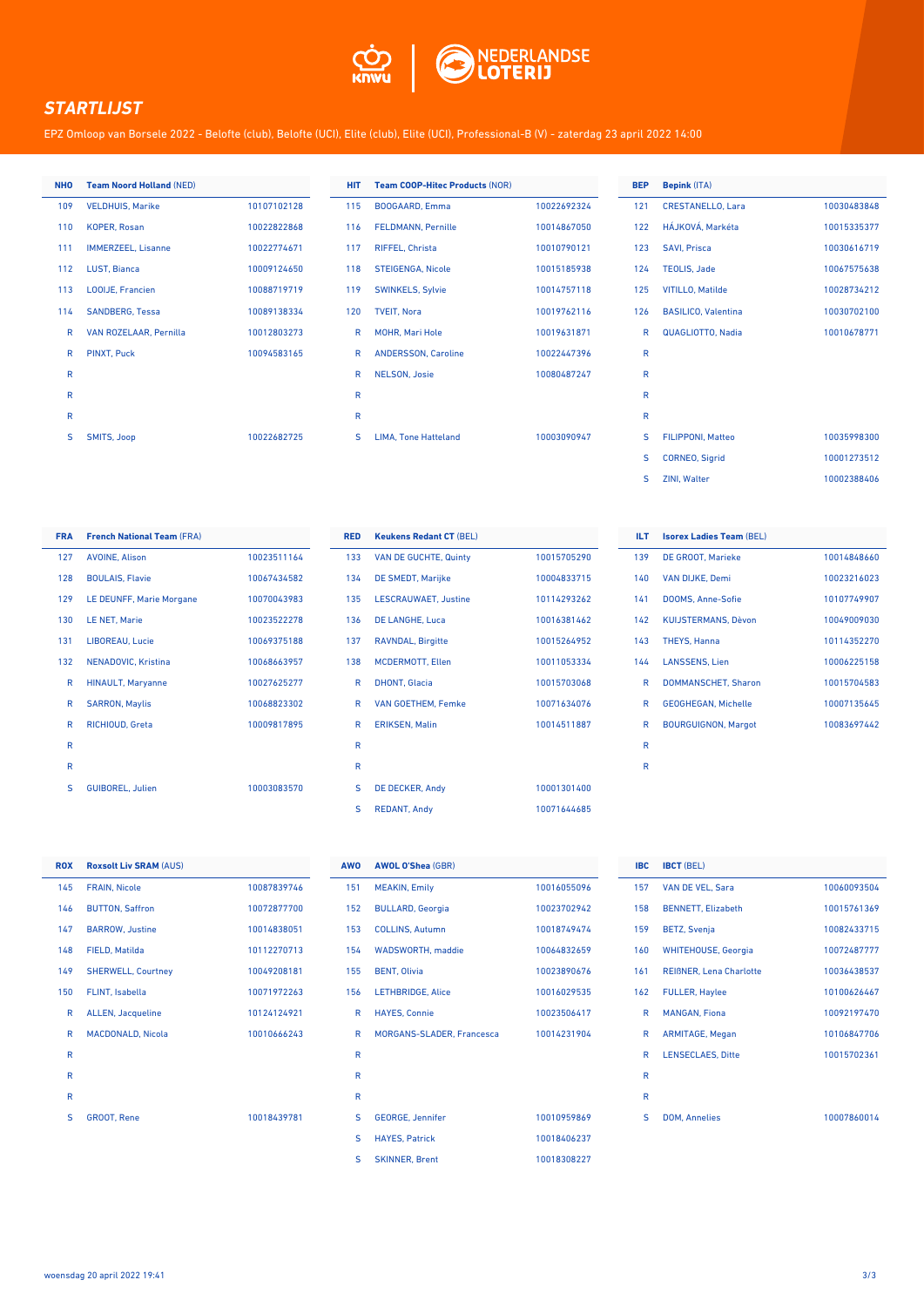## STARTLIJST

EPZ Omloop van Borsele 2022 - Belofte (club), Belofte (UCI), Elite (club), Elite (UCI), Professional-B (V) - zaterdag 23 april 2022 14:00

| NHO | Team Noord Holland (NED) | |
|---|---|---|
| 109 | VELDHUIS, Marike | 10107102128 |
| 110 | KOPER, Rosan | 10022822868 |
| 111 | IMMERZEEL, Lisanne | 10022774671 |
| 112 | LUST, Bianca | 10009124650 |
| 113 | LOOIJE, Francien | 10088719719 |
| 114 | SANDBERG, Tessa | 10089138334 |
| R | VAN ROZELAAR, Pernilla | 10012803273 |
| R | PINXT, Puck | 10094583165 |
| R | | |
| R | | |
| R | | |
| S | SMITS, Joop | 10022682725 |

| HIT | Team COOP-Hitec Products (NOR) | |
|---|---|---|
| 115 | BOOGAARD, Emma | 10022692324 |
| 116 | FELDMANN, Pernille | 10014867050 |
| 117 | RIFFEL, Christa | 10010790121 |
| 118 | STEIGENGA, Nicole | 10015185938 |
| 119 | SWINKELS, Sylvie | 10014757118 |
| 120 | TVEIT, Nora | 10019762116 |
| R | MOHR, Mari Hole | 10019631871 |
| R | ANDERSSON, Caroline | 10022447396 |
| R | NELSON, Josie | 10080487247 |
| R | | |
| R | | |
| S | LIMA, Tone Hatteland | 10003090947 |

| BEP | Bepink (ITA) | |
|---|---|---|
| 121 | CRESTANELLO, Lara | 10030483848 |
| 122 | HÁJKOVÁ, Markéta | 10015335377 |
| 123 | SAVI, Prisca | 10030616719 |
| 124 | TEOLIS, Jade | 10067575638 |
| 125 | VITILLO, Matilde | 10028734212 |
| 126 | BASILICO, Valentina | 10030702100 |
| R | QUAGLIOTTO, Nadia | 10010678771 |
| R | | |
| R | | |
| R | | |
| R | | |
| S | FILIPPONI, Matteo | 10035998300 |
| S | CORNEO, Sigrid | 10001273512 |
| S | ZINI, Walter | 10002388406 |

| FRA | French National Team (FRA) | |
|---|---|---|
| 127 | AVOINE, Alison | 10023511164 |
| 128 | BOULAIS, Flavie | 10067434582 |
| 129 | LE DEUNFF, Marie Morgane | 10070043983 |
| 130 | LE NET, Marie | 10023522278 |
| 131 | LIBOREAU, Lucie | 10069375188 |
| 132 | NENADOVIC, Kristina | 10068663957 |
| R | HINAULT, Maryanne | 10027625277 |
| R | SARRON, Maylis | 10068823302 |
| R | RICHIOUD, Greta | 10009817895 |
| R | | |
| R | | |
| S | GUIBOREL, Julien | 10003083570 |

| RED | Keukens Redant CT (BEL) | |
|---|---|---|
| 133 | VAN DE GUCHTE, Quinty | 10015705290 |
| 134 | DE SMEDT, Marijke | 10004833715 |
| 135 | LESCRAUWAET, Justine | 10114293262 |
| 136 | DE LANGHE, Luca | 10016381462 |
| 137 | RAVNDAL, Birgitte | 10015264952 |
| 138 | MCDERMOTT, Ellen | 10011053334 |
| R | DHONT, Glacia | 10015703068 |
| R | VAN GOETHEM, Femke | 10071634076 |
| R | ERIKSEN, Malin | 10014511887 |
| R | | |
| R | | |
| S | DE DECKER, Andy | 10001301400 |
| S | REDANT, Andy | 10071644685 |

| ILT | Isorex Ladies Team (BEL) | |
|---|---|---|
| 139 | DE GROOT, Marieke | 10014848660 |
| 140 | VAN DIJKE, Demi | 10023216023 |
| 141 | DOOMS, Anne-Sofie | 10107749907 |
| 142 | KUIJSTERMANS, Dèvon | 10049009030 |
| 143 | THEYS, Hanna | 10114352270 |
| 144 | LANSSENS, Lien | 10006225158 |
| R | DOMMANSCHET, Sharon | 10015704583 |
| R | GEOGHEGAN, Michelle | 10007135645 |
| R | BOURGUIGNON, Margot | 10083697442 |
| R | | |
| R | | |

| ROX | Roxsolt Liv SRAM (AUS) | |
|---|---|---|
| 145 | FRAIN, Nicole | 10087839746 |
| 146 | BUTTON, Saffron | 10072877700 |
| 147 | BARROW, Justine | 10014838051 |
| 148 | FIELD, Matilda | 10112270713 |
| 149 | SHERWELL, Courtney | 10049208181 |
| 150 | FLINT, Isabella | 10071972263 |
| R | ALLEN, Jacqueline | 10124124921 |
| R | MACDONALD, Nicola | 10010666243 |
| R | | |
| R | | |
| R | | |
| S | GROOT, Rene | 10018439781 |

| AWO | AWOL O'Shea (GBR) | |
|---|---|---|
| 151 | MEAKIN, Emily | 10016055096 |
| 152 | BULLARD, Georgia | 10023702942 |
| 153 | COLLINS, Autumn | 10018749474 |
| 154 | WADSWORTH, maddie | 10064832659 |
| 155 | BENT, Olivia | 10023890676 |
| 156 | LETHBRIDGE, Alice | 10016029535 |
| R | HAYES, Connie | 10023506417 |
| R | MORGANS-SLADER, Francesca | 10014231904 |
| R | | |
| R | | |
| R | | |
| S | GEORGE, Jennifer | 10010959869 |
| S | HAYES, Patrick | 10018406237 |
| S | SKINNER, Brent | 10018308227 |

| IBC | IBCT (BEL) | |
|---|---|---|
| 157 | VAN DE VEL, Sara | 10060093504 |
| 158 | BENNETT, Elizabeth | 10015761369 |
| 159 | BETZ, Svenja | 10082433715 |
| 160 | WHITEHOUSE, Georgia | 10072487777 |
| 161 | REIßNER, Lena Charlotte | 10036438537 |
| 162 | FULLER, Haylee | 10100626467 |
| R | MANGAN, Fiona | 10092197470 |
| R | ARMITAGE, Megan | 10106847706 |
| R | LENSECLAES, Ditte | 10015702361 |
| R | | |
| R | | |
| S | DOM, Annelies | 10007860014 |

woensdag 20 april 2022 19:41